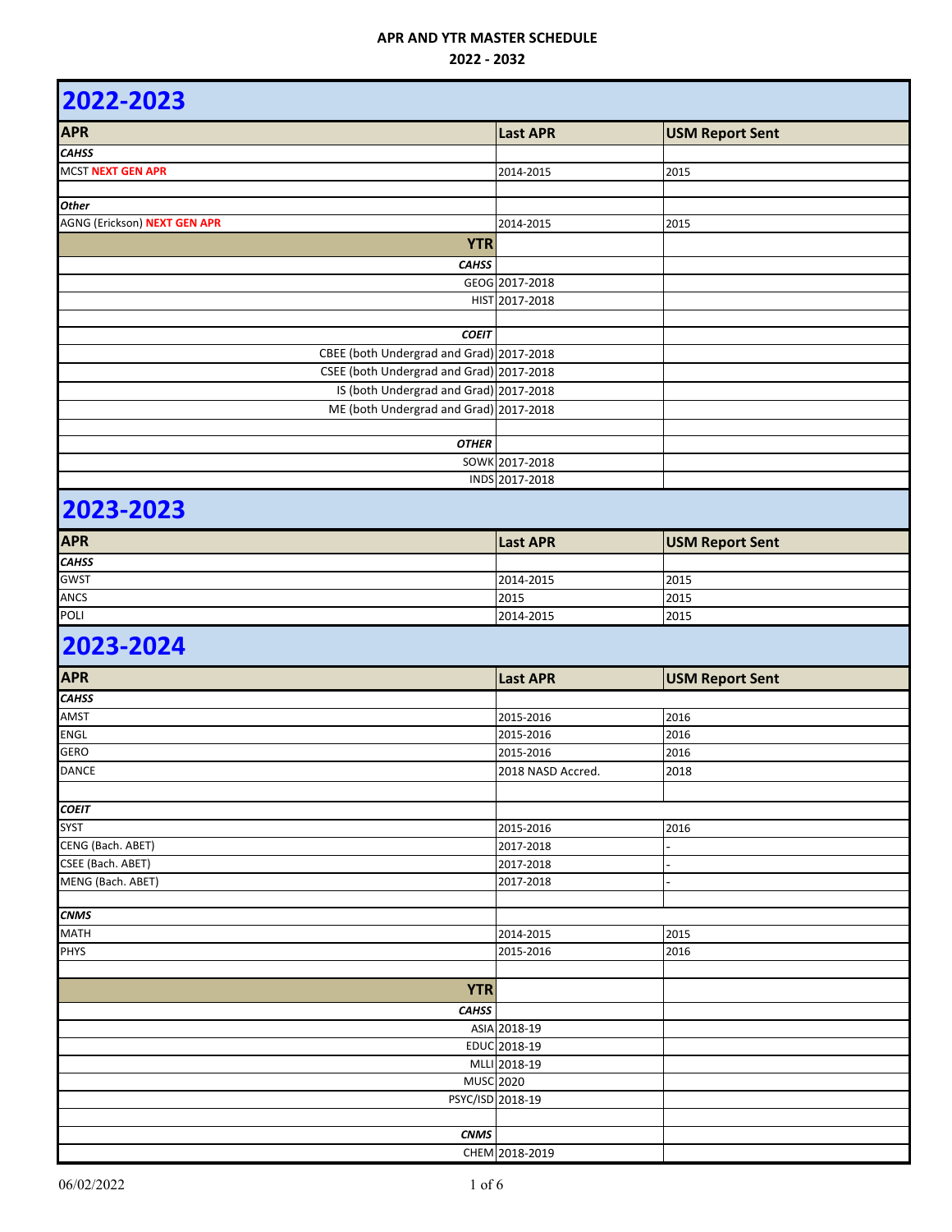# APR AND YTR MASTER SCHEDULE

## 2022 - 2032

## 2022-2023

| APR | Last APR | USM Report Sent |
|---|---|---|
| ***CAHSS*** | | |
| MCST **NEXT GEN APR** | 2014-2015 | 2015 |
| | | |
| ***Other*** | | |
| AGNG (Erickson) **NEXT GEN APR** | 2014-2015 | 2015 |
| **YTR** | | |
| ***CAHSS*** | | |
| GEOG | 2017-2018 | |
| HIST | 2017-2018 | |
| | | |
| ***COEIT*** | | |
| CBEE (both Undergrad and Grad) | 2017-2018 | |
| CSEE (both Undergrad and Grad) | 2017-2018 | |
| IS (both Undergrad and Grad) | 2017-2018 | |
| ME (both Undergrad and Grad) | 2017-2018 | |
| | | |
| ***OTHER*** | | |
| SOWK | 2017-2018 | |
| INDS | 2017-2018 | |

## 2023-2023

| APR | Last APR | USM Report Sent |
|---|---|---|
| ***CAHSS*** | | |
| GWST | 2014-2015 | 2015 |
| ANCS | 2015 | 2015 |
| POLI | 2014-2015 | 2015 |

## 2023-2024

| APR | Last APR | USM Report Sent |
|---|---|---|
| ***CAHSS*** | | |
| AMST | 2015-2016 | 2016 |
| ENGL | 2015-2016 | 2016 |
| GERO | 2015-2016 | 2016 |
| DANCE | 2018 NASD Accred. | 2018 |
| | | |
| ***COEIT*** | | |
| SYST | 2015-2016 | 2016 |
| CENG (Bach. ABET) | 2017-2018 | - |
| CSEE (Bach. ABET) | 2017-2018 | - |
| MENG (Bach. ABET) | 2017-2018 | - |
| | | |
| ***CNMS*** | | |
| MATH | 2014-2015 | 2015 |
| PHYS | 2015-2016 | 2016 |
| | | |
| **YTR** | | |
| ***CAHSS*** | | |
| ASIA | 2018-19 | |
| EDUC | 2018-19 | |
| MLLI | 2018-19 | |
| MUSC | 2020 | |
| PSYC/ISD | 2018-19 | |
| | | |
| ***CNMS*** | | |
| CHEM | 2018-2019 | |

06/02/2022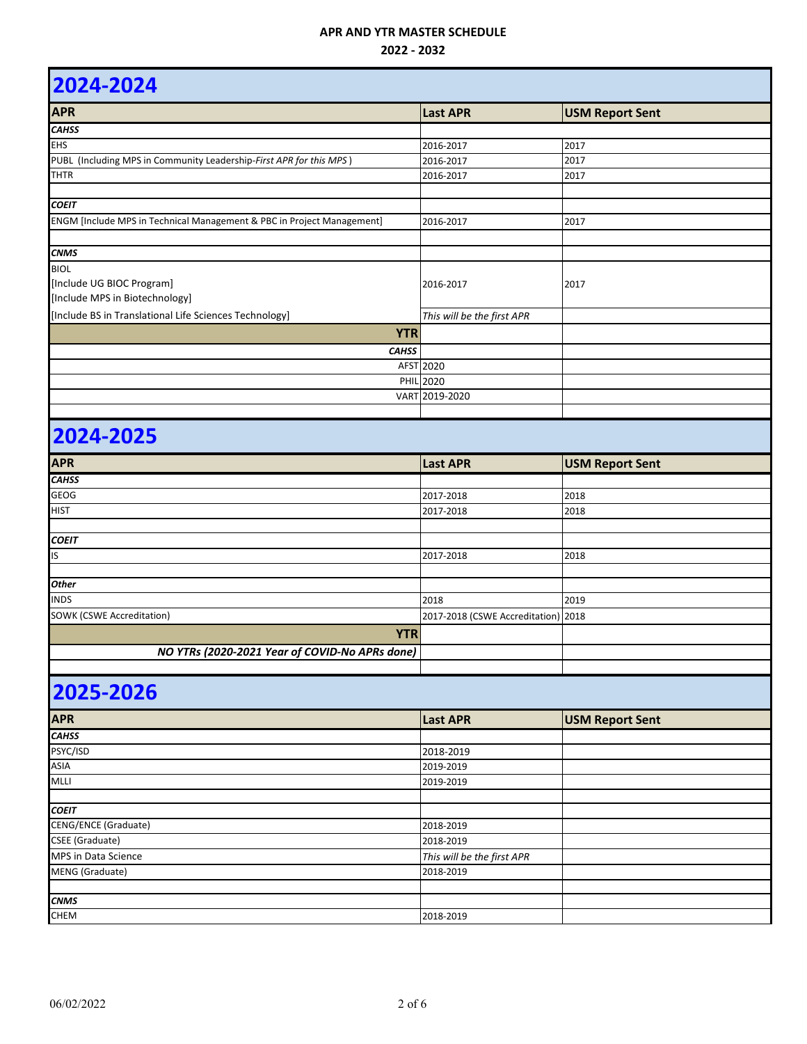## APR AND YTR MASTER SCHEDULE

## 2022 - 2032

# 2024-2024

| APR | Last APR | USM Report Sent |
|---|---|---|
| ***CAHSS*** | | |
| EHS | 2016-2017 | 2017 |
| PUBL (Including MPS in Community Leadership-*First APR for this MPS*) | 2016-2017 | 2017 |
| THTR | 2016-2017 | 2017 |
| | | |
| ***COEIT*** | | |
| ENGM [Include MPS in Technical Management & PBC in Project Management] | 2016-2017 | 2017 |
| | | |
| ***CNMS*** | | |
| BIOL<br>[Include UG BIOC Program]<br>[Include MPS in Biotechnology] | 2016-2017 | 2017 |
| [Include BS in Translational Life Sciences Technology] | *This will be the first APR* | |
| **YTR** | | |
| ***CAHSS*** | | |
| AFST | 2020 | |
| PHIL | 2020 | |
| VART | 2019-2020 | |

# 2024-2025

| APR | Last APR | USM Report Sent |
|---|---|---|
| ***CAHSS*** | | |
| GEOG | 2017-2018 | 2018 |
| HIST | 2017-2018 | 2018 |
| | | |
| ***COEIT*** | | |
| IS | 2017-2018 | 2018 |
| | | |
| ***Other*** | | |
| INDS | 2018 | 2019 |
| SOWK (CSWE Accreditation) | 2017-2018 (CSWE Accreditation) | 2018 |
| **YTR** | | |
| ***NO YTRs (2020-2021 Year of COVID-No APRs done)*** | | |

# 2025-2026

| APR | Last APR | USM Report Sent |
|---|---|---|
| ***CAHSS*** | | |
| PSYC/ISD | 2018-2019 | |
| ASIA | 2019-2019 | |
| MLLI | 2019-2019 | |
| | | |
| ***COEIT*** | | |
| CENG/ENCE (Graduate) | 2018-2019 | |
| CSEE (Graduate) | 2018-2019 | |
| MPS in Data Science | *This will be the first APR* | |
| MENG (Graduate) | 2018-2019 | |
| | | |
| ***CNMS*** | | |
| CHEM | 2018-2019 | |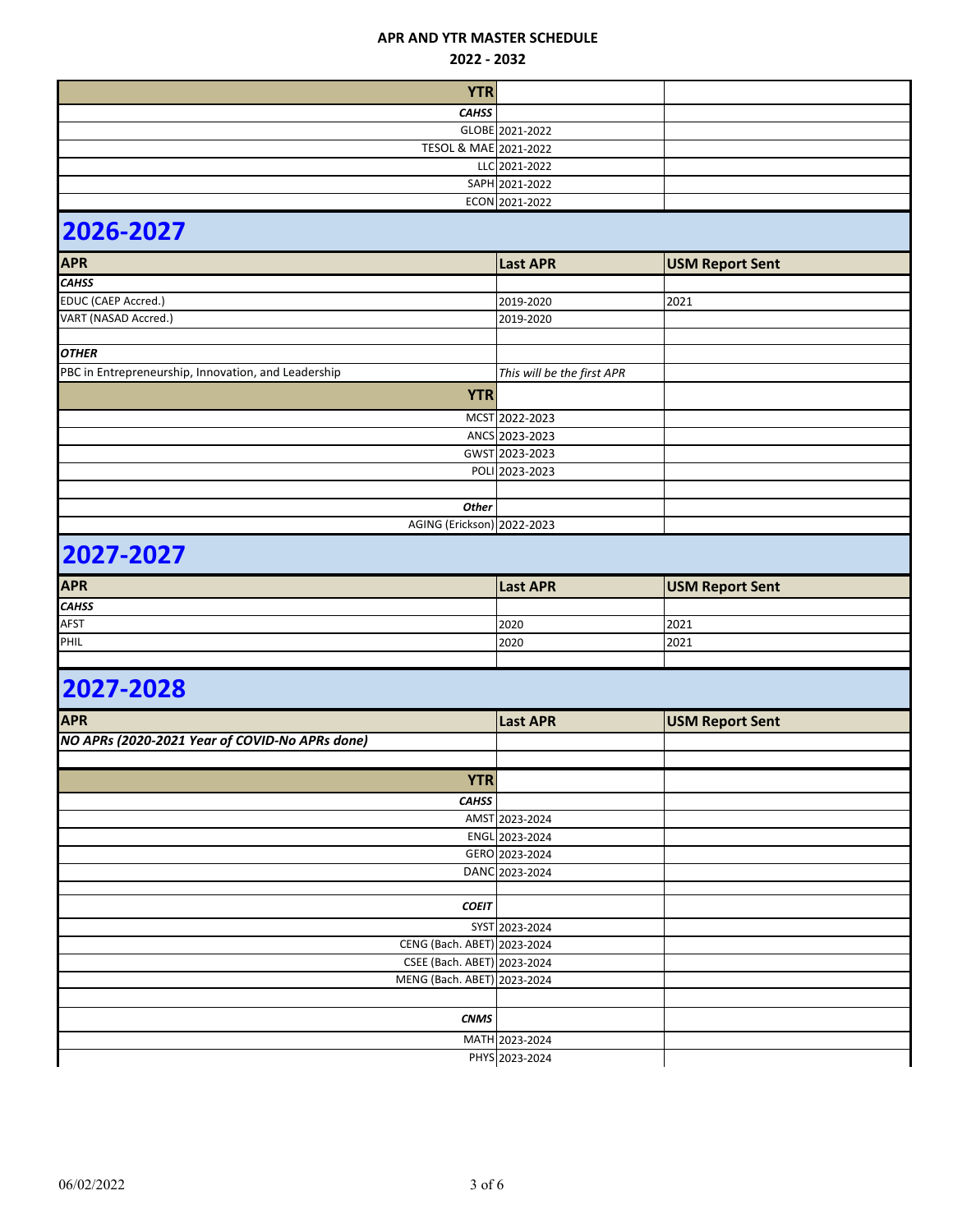| YTR | | |
|---|---|---|
| *CAHSS* | | |
| GLOBE | 2021-2022 | |
| TESOL & MAE | 2021-2022 | |
| LLC | 2021-2022 | |
| SAPH | 2021-2022 | |
| ECON | 2021-2022 | |

# 2026-2027

| APR | Last APR | USM Report Sent |
|---|---|---|
| *CAHSS* | | |
| EDUC (CAEP Accred.) | 2019-2020 | 2021 |
| VART (NASAD Accred.) | 2019-2020 | |
| | | |
| *OTHER* | | |
| PBC in Entrepreneurship, Innovation, and Leadership | *This will be the first APR* | |
| **YTR** | | |
| MCST | 2022-2023 | |
| ANCS | 2023-2023 | |
| GWST | 2023-2023 | |
| POLI | 2023-2023 | |
| | | |
| *Other* | | |
| AGING (Erickson) | 2022-2023 | |

# 2027-2027

| APR | Last APR | USM Report Sent |
|---|---|---|
| *CAHSS* | | |
| AFST | 2020 | 2021 |
| PHIL | 2020 | 2021 |

# 2027-2028

| APR | Last APR | USM Report Sent |
|---|---|---|
| *NO APRs (2020-2021 Year of COVID-No APRs done)* | | |
| | | |
| **YTR** | | |
| *CAHSS* | | |
| AMST | 2023-2024 | |
| ENGL | 2023-2024 | |
| GERO | 2023-2024 | |
| DANC | 2023-2024 | |
| | | |
| *COEIT* | | |
| SYST | 2023-2024 | |
| CENG (Bach. ABET) | 2023-2024 | |
| CSEE (Bach. ABET) | 2023-2024 | |
| MENG (Bach. ABET) | 2023-2024 | |
| | | |
| *CNMS* | | |
| MATH | 2023-2024 | |
| PHYS | 2023-2024 | |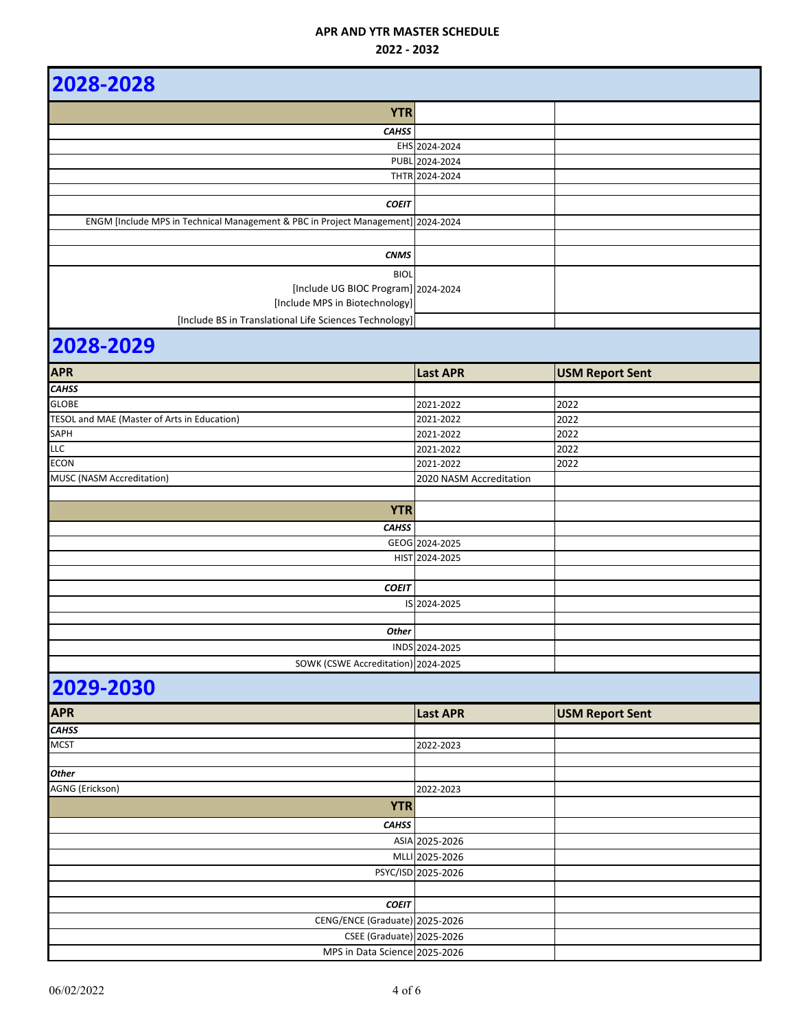# 2028-2028

| YTR | | |
|---|---|---|
| *CAHSS* | | |
| EHS | 2024-2024 | |
| PUBL | 2024-2024 | |
| THTR | 2024-2024 | |
| | | |
| *COEIT* | | |
| ENGM [Include MPS in Technical Management & PBC in Project Management] | 2024-2024 | |
| | | |
| *CNMS* | | |
| BIOL [Include UG BIOC Program] [Include MPS in Biotechnology] | 2024-2024 | |
| [Include BS in Translational Life Sciences Technology] | | |

# 2028-2029

| APR | Last APR | USM Report Sent |
|---|---|---|
| *CAHSS* | | |
| GLOBE | 2021-2022 | 2022 |
| TESOL and MAE (Master of Arts in Education) | 2021-2022 | 2022 |
| SAPH | 2021-2022 | 2022 |
| LLC | 2021-2022 | 2022 |
| ECON | 2021-2022 | 2022 |
| MUSC (NASM Accreditation) | 2020 NASM Accreditation | |

| YTR | | |
|---|---|---|
| *CAHSS* | | |
| GEOG | 2024-2025 | |
| HIST | 2024-2025 | |
| | | |
| *COEIT* | | |
| IS | 2024-2025 | |
| | | |
| *Other* | | |
| INDS | 2024-2025 | |
| SOWK (CSWE Accreditation) | 2024-2025 | |

# 2029-2030

| APR | Last APR | USM Report Sent |
|---|---|---|
| *CAHSS* | | |
| MCST | 2022-2023 | |
| | | |
| *Other* | | |
| AGNG (Erickson) | 2022-2023 | |

| YTR | | |
|---|---|---|
| *CAHSS* | | |
| ASIA | 2025-2026 | |
| MLLI | 2025-2026 | |
| PSYC/ISD | 2025-2026 | |
| | | |
| *COEIT* | | |
| CENG/ENCE (Graduate) | 2025-2026 | |
| CSEE (Graduate) | 2025-2026 | |
| MPS in Data Science | 2025-2026 | |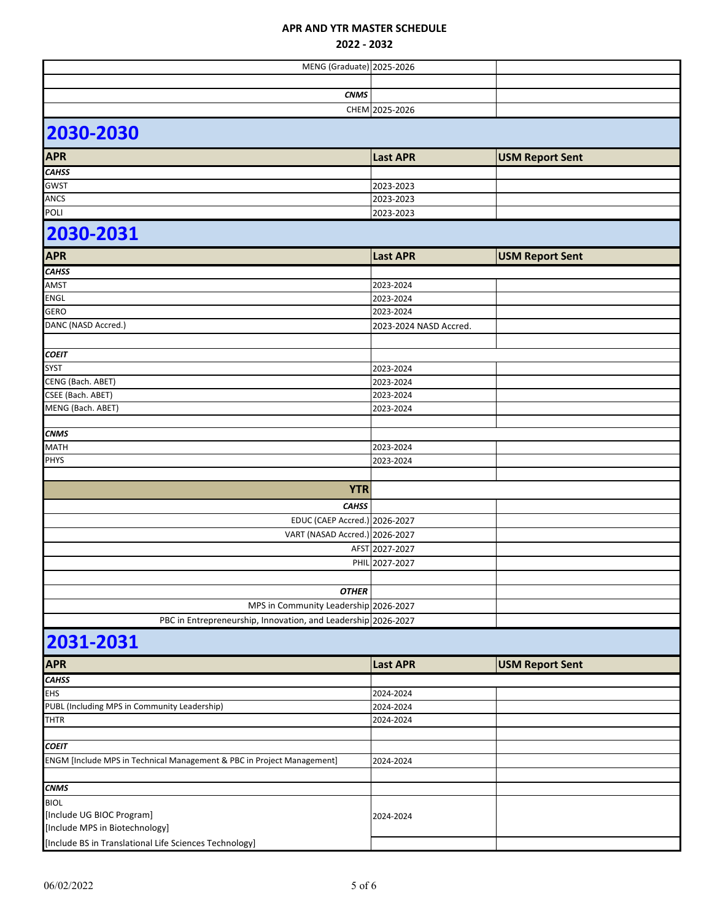| | | |
|---|---|---|
| MENG (Graduate) | 2025-2026 | |
| | | |
| ***CNMS*** | | |
| CHEM | 2025-2026 | |

## 2030-2030

| APR | Last APR | USM Report Sent |
|---|---|---|
| ***CAHSS*** | | |
| GWST | 2023-2023 | |
| ANCS | 2023-2023 | |
| POLI | 2023-2023 | |

## 2030-2031

| APR | Last APR | USM Report Sent |
|---|---|---|
| ***CAHSS*** | | |
| AMST | 2023-2024 | |
| ENGL | 2023-2024 | |
| GERO | 2023-2024 | |
| DANC (NASD Accred.) | 2023-2024 NASD Accred. | |
| | | |
| ***COEIT*** | | |
| SYST | 2023-2024 | |
| CENG (Bach. ABET) | 2023-2024 | |
| CSEE (Bach. ABET) | 2023-2024 | |
| MENG (Bach. ABET) | 2023-2024 | |
| | | |
| ***CNMS*** | | |
| MATH | 2023-2024 | |
| PHYS | 2023-2024 | |
| | | |
| **YTR** | | |
| ***CAHSS*** | | |
| EDUC (CAEP Accred.) | 2026-2027 | |
| VART (NASAD Accred.) | 2026-2027 | |
| AFST | 2027-2027 | |
| PHIL | 2027-2027 | |
| | | |
| ***OTHER*** | | |
| MPS in Community Leadership | 2026-2027 | |
| PBC in Entrepreneurship, Innovation, and Leadership | 2026-2027 | |

## 2031-2031

| APR | Last APR | USM Report Sent |
|---|---|---|
| ***CAHSS*** | | |
| EHS | 2024-2024 | |
| PUBL (Including MPS in Community Leadership) | 2024-2024 | |
| THTR | 2024-2024 | |
| | | |
| ***COEIT*** | | |
| ENGM [Include MPS in Technical Management & PBC in Project Management] | 2024-2024 | |
| | | |
| ***CNMS*** | | |
| BIOL<br>[Include UG BIOC Program]<br>[Include MPS in Biotechnology] | 2024-2024 | |
| [Include BS in Translational Life Sciences Technology] | | |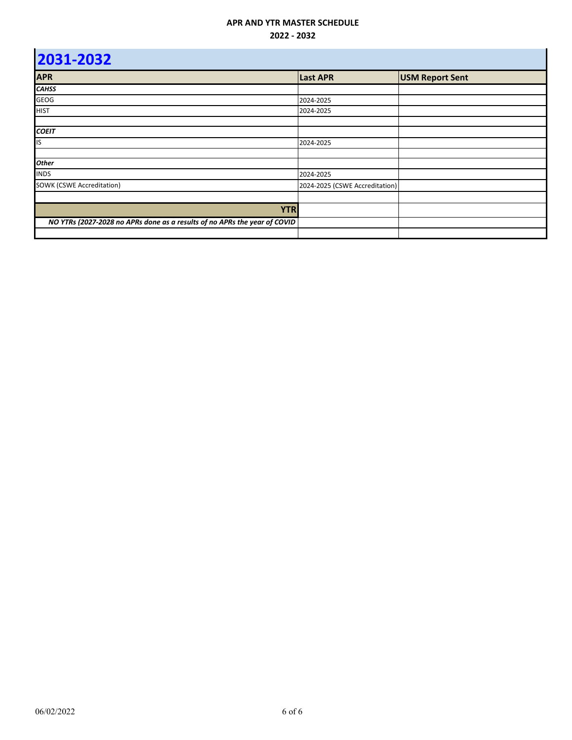**APR AND YTR MASTER SCHEDULE**

**2022 - 2032**

## 2031-2032

| APR | Last APR | USM Report Sent |
|---|---|---|
| ***CAHSS*** | | |
| GEOG | 2024-2025 | |
| HIST | 2024-2025 | |
| | | |
| ***COEIT*** | | |
| IS | 2024-2025 | |
| | | |
| ***Other*** | | |
| INDS | 2024-2025 | |
| SOWK (CSWE Accreditation) | 2024-2025 (CSWE Accreditation) | |
| | | |
| **YTR** | | |
| ***NO YTRs (2027-2028 no APRs done as a results of no APRs the year of COVID*** | | |
| | | |